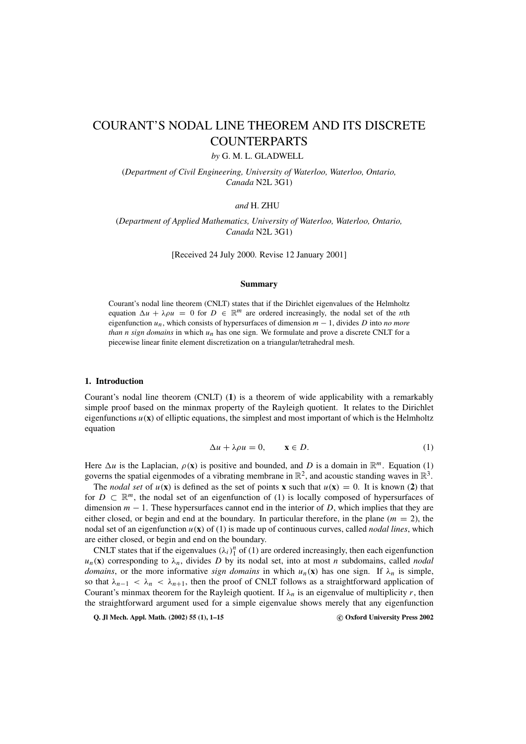# COURANT'S NODAL LINE THEOREM AND ITS DISCRETE COUNTERPARTS

*by* G. M. L. GLADWELL

(*Department of Civil Engineering, University of Waterloo, Waterloo, Ontario, Canada* N2L 3G1)

*and* H. ZHU

(*Department of Applied Mathematics, University of Waterloo, Waterloo, Ontario, Canada* N2L 3G1)

[Received 24 July 2000. Revise 12 January 2001]

## Summary

Courant's nodal line theorem (CNLT) states that if the Dirichlet eigenvalues of the Helmholtz equation $\Delta u + \lambda \rho u = 0$ for $D \in \mathbb{R}^m$ are ordered increasingly, the nodal set of the $n$th eigenfunction $u_n$, which consists of hypersurfaces of dimension $m-1$, divides $D$ into *no more than n sign domains* in which $u_n$ has one sign. We formulate and prove a discrete CNLT for a piecewise linear finite element discretization on a triangular/tetrahedral mesh.

### 1. Introduction

Courant's nodal line theorem (CNLT) (**1**) is a theorem of wide applicability with a remarkably simple proof based on the minmax property of the Rayleigh quotient. It relates to the Dirichlet eigenfunctions $u(\mathbf{x})$ of elliptic equations, the simplest and most important of which is the Helmholtz equation

$$\Delta u + \lambda \rho u = 0, \qquad \mathbf{x} \in D. \tag{1}$$

Here $\Delta u$ is the Laplacian, $\rho(\mathbf{x})$ is positive and bounded, and $D$ is a domain in $\mathbb{R}^m$. Equation (1) governs the spatial eigenmodes of a vibrating membrane in $\mathbb{R}^2$, and acoustic standing waves in $\mathbb{R}^3$.

The *nodal set* of $u(\mathbf{x})$ is defined as the set of points $\mathbf{x}$ such that $u(\mathbf{x}) = 0$. It is known (**2**) that for $D \subset \mathbb{R}^m$, the nodal set of an eigenfunction of (1) is locally composed of hypersurfaces of dimension $m-1$. These hypersurfaces cannot end in the interior of $D$, which implies that they are either closed, or begin and end at the boundary. In particular therefore, in the plane ($m = 2$), the nodal set of an eigenfunction $u(\mathbf{x})$ of (1) is made up of continuous curves, called *nodal lines*, which are either closed, or begin and end on the boundary.

CNLT states that if the eigenvalues $(\lambda_i)_1^n$ of (1) are ordered increasingly, then each eigenfunction $u_n(\mathbf{x})$ corresponding to $\lambda_n$, divides $D$ by its nodal set, into at most $n$ subdomains, called *nodal domains*, or the more informative *sign domains* in which $u_n(\mathbf{x})$ has one sign. If $\lambda_n$ is simple, so that $\lambda_{n-1} < \lambda_n < \lambda_{n+1}$, then the proof of CNLT follows as a straightforward application of Courant's minmax theorem for the Rayleigh quotient. If $\lambda_n$ is an eigenvalue of multiplicity $r$, then the straightforward argument used for a simple eigenvalue shows merely that any eigenfunction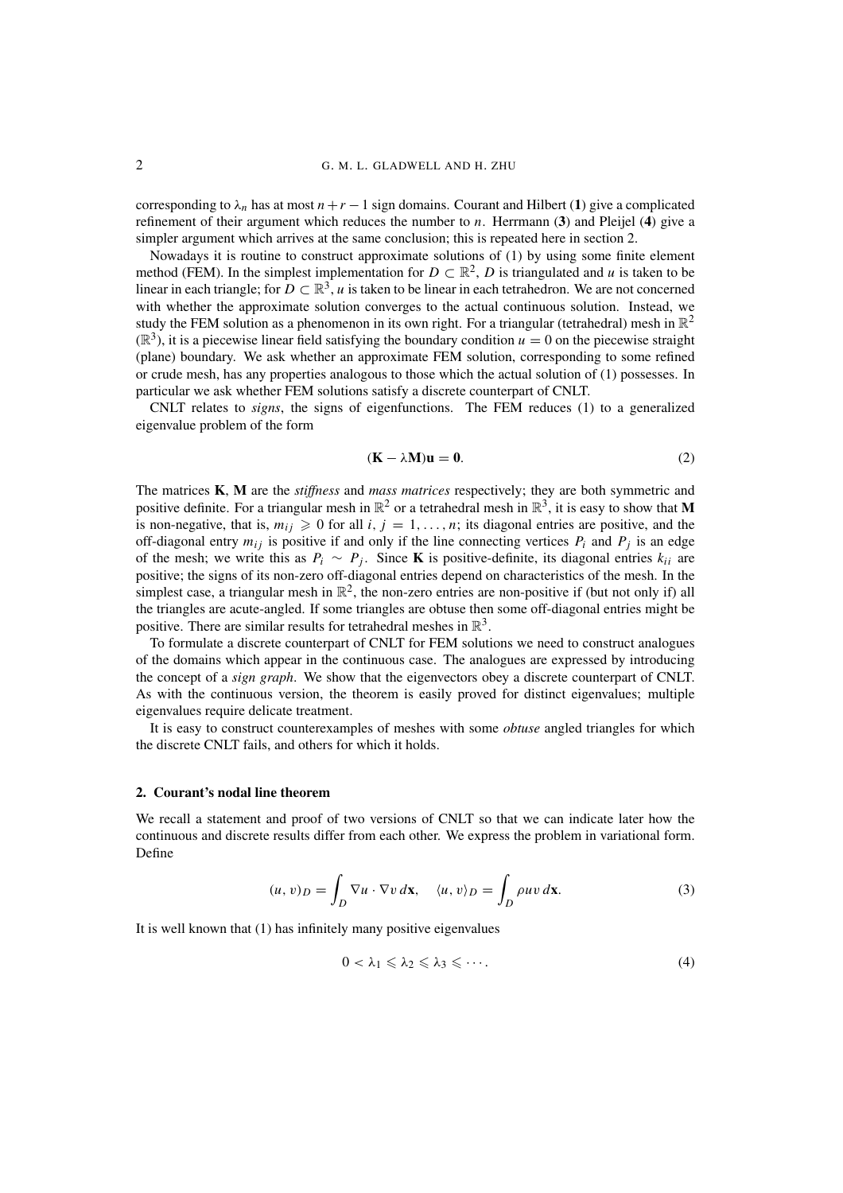corresponding to $\lambda_n$ has at most $n + r - 1$ sign domains. Courant and Hilbert (**1**) give a complicated refinement of their argument which reduces the number to $n$. Herrmann (**3**) and Pleijel (**4**) give a simpler argument which arrives at the same conclusion; this is repeated here in section 2.

Nowadays it is routine to construct approximate solutions of (1) by using some finite element method (FEM). In the simplest implementation for $D \subset \mathbb{R}^2$, $D$ is triangulated and $u$ is taken to be linear in each triangle; for $D \subset \mathbb{R}^3$, $u$ is taken to be linear in each tetrahedron. We are not concerned with whether the approximate solution converges to the actual continuous solution. Instead, we study the FEM solution as a phenomenon in its own right. For a triangular (tetrahedral) mesh in $\mathbb{R}^2$ ($\mathbb{R}^3$), it is a piecewise linear field satisfying the boundary condition $u = 0$ on the piecewise straight (plane) boundary. We ask whether an approximate FEM solution, corresponding to some refined or crude mesh, has any properties analogous to those which the actual solution of (1) possesses. In particular we ask whether FEM solutions satisfy a discrete counterpart of CNLT.

CNLT relates to *signs*, the signs of eigenfunctions. The FEM reduces (1) to a generalized eigenvalue problem of the form

$$(\mathbf{K} - \lambda \mathbf{M})\mathbf{u} = \mathbf{0}. \tag{2}$$

The matrices $\mathbf{K}$, $\mathbf{M}$ are the *stiffness* and *mass matrices* respectively; they are both symmetric and positive definite. For a triangular mesh in $\mathbb{R}^2$ or a tetrahedral mesh in $\mathbb{R}^3$, it is easy to show that $\mathbf{M}$ is non-negative, that is, $m_{ij} \geqslant 0$ for all $i, j = 1, \ldots, n$; its diagonal entries are positive, and the off-diagonal entry $m_{ij}$ is positive if and only if the line connecting vertices $P_i$ and $P_j$ is an edge of the mesh; we write this as $P_i \sim P_j$. Since $\mathbf{K}$ is positive-definite, its diagonal entries $k_{ii}$ are positive; the signs of its non-zero off-diagonal entries depend on characteristics of the mesh. In the simplest case, a triangular mesh in $\mathbb{R}^2$, the non-zero entries are non-positive if (but not only if) all the triangles are acute-angled. If some triangles are obtuse then some off-diagonal entries might be positive. There are similar results for tetrahedral meshes in $\mathbb{R}^3$.

To formulate a discrete counterpart of CNLT for FEM solutions we need to construct analogues of the domains which appear in the continuous case. The analogues are expressed by introducing the concept of a *sign graph*. We show that the eigenvectors obey a discrete counterpart of CNLT. As with the continuous version, the theorem is easily proved for distinct eigenvalues; multiple eigenvalues require delicate treatment.

It is easy to construct counterexamples of meshes with some *obtuse* angled triangles for which the discrete CNLT fails, and others for which it holds.

## 2. Courant's nodal line theorem

We recall a statement and proof of two versions of CNLT so that we can indicate later how the continuous and discrete results differ from each other. We express the problem in variational form. Define

$$(u, v)_D = \int_D \nabla u \cdot \nabla v \, d\mathbf{x}, \quad \langle u, v \rangle_D = \int_D \rho u v \, d\mathbf{x}. \tag{3}$$

It is well known that (1) has infinitely many positive eigenvalues

$$0 < \lambda_1 \leqslant \lambda_2 \leqslant \lambda_3 \leqslant \cdots. \tag{4}$$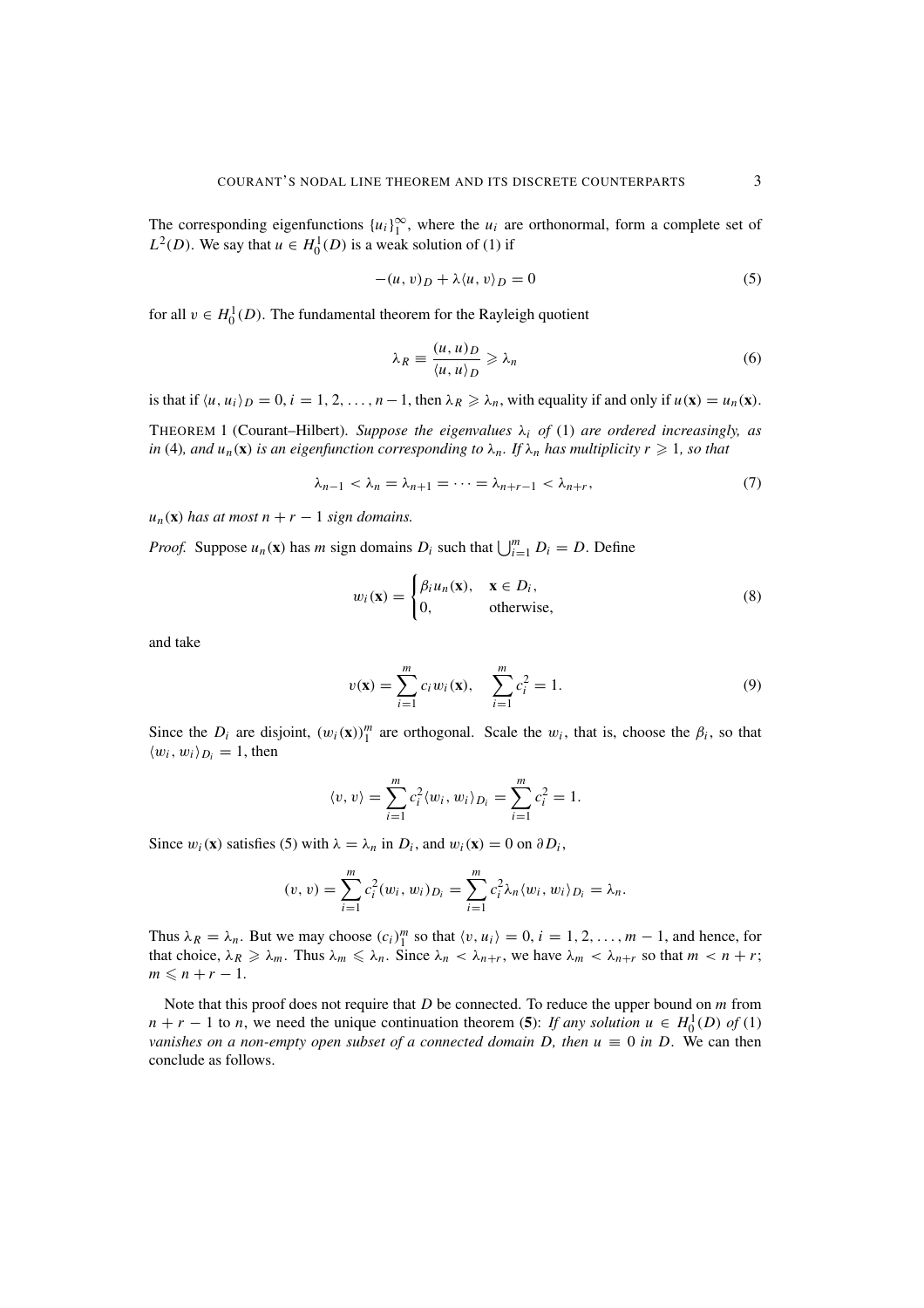The corresponding eigenfunctions $\{u_i\}_1^\infty$, where the $u_i$ are orthonormal, form a complete set of $L^2(D)$. We say that $u \in H_0^1(D)$ is a weak solution of (1) if

$$-(u, v)_D + \lambda \langle u, v \rangle_D = 0 \tag{5}$$

for all $v \in H_0^1(D)$. The fundamental theorem for the Rayleigh quotient

$$\lambda_R \equiv \frac{(u, u)_D}{\langle u, u \rangle_D} \geqslant \lambda_n \tag{6}$$

is that if $\langle u, u_i \rangle_D = 0$, $i = 1, 2, \ldots, n-1$, then $\lambda_R \geqslant \lambda_n$, with equality if and only if $u(\mathbf{x}) = u_n(\mathbf{x})$.

THEOREM 1 (Courant–Hilbert). *Suppose the eigenvalues $\lambda_i$ of* (1) *are ordered increasingly, as in* (4)*, and $u_n(\mathbf{x})$ is an eigenfunction corresponding to $\lambda_n$. If $\lambda_n$ has multiplicity $r \geqslant 1$, so that*

$$\lambda_{n-1} < \lambda_n = \lambda_{n+1} = \cdots = \lambda_{n+r-1} < \lambda_{n+r}, \tag{7}$$

*$u_n(\mathbf{x})$ has at most $n + r - 1$ sign domains.*

*Proof.* Suppose $u_n(\mathbf{x})$ has $m$ sign domains $D_i$ such that $\bigcup_{i=1}^m D_i = D$. Define

$$w_i(\mathbf{x}) = \begin{cases} \beta_i u_n(\mathbf{x}), & \mathbf{x} \in D_i, \\ 0, & \text{otherwise}, \end{cases} \tag{8}$$

and take

$$v(\mathbf{x}) = \sum_{i=1}^m c_i w_i(\mathbf{x}), \quad \sum_{i=1}^m c_i^2 = 1. \tag{9}$$

Since the $D_i$ are disjoint, $(w_i(\mathbf{x}))_1^m$ are orthogonal. Scale the $w_i$, that is, choose the $\beta_i$, so that $\langle w_i, w_i \rangle_{D_i} = 1$, then

$$\langle v, v \rangle = \sum_{i=1}^m c_i^2 \langle w_i, w_i \rangle_{D_i} = \sum_{i=1}^m c_i^2 = 1.$$

Since $w_i(\mathbf{x})$ satisfies (5) with $\lambda = \lambda_n$ in $D_i$, and $w_i(\mathbf{x}) = 0$ on $\partial D_i$,

$$(v, v) = \sum_{i=1}^m c_i^2 (w_i, w_i)_{D_i} = \sum_{i=1}^m c_i^2 \lambda_n \langle w_i, w_i \rangle_{D_i} = \lambda_n.$$

Thus $\lambda_R = \lambda_n$. But we may choose $(c_i)_1^m$ so that $\langle v, u_i \rangle = 0$, $i = 1, 2, \ldots, m-1$, and hence, for that choice, $\lambda_R \geqslant \lambda_m$. Thus $\lambda_m \leqslant \lambda_n$. Since $\lambda_n < \lambda_{n+r}$, we have $\lambda_m < \lambda_{n+r}$ so that $m < n + r$; $m \leqslant n + r - 1$.

Note that this proof does not require that $D$ be connected. To reduce the upper bound on $m$ from $n + r - 1$ to $n$, we need the unique continuation theorem (**5**): *If any solution $u \in H_0^1(D)$ of* (1) *vanishes on a non-empty open subset of a connected domain $D$, then $u \equiv 0$ in $D$.* We can then conclude as follows.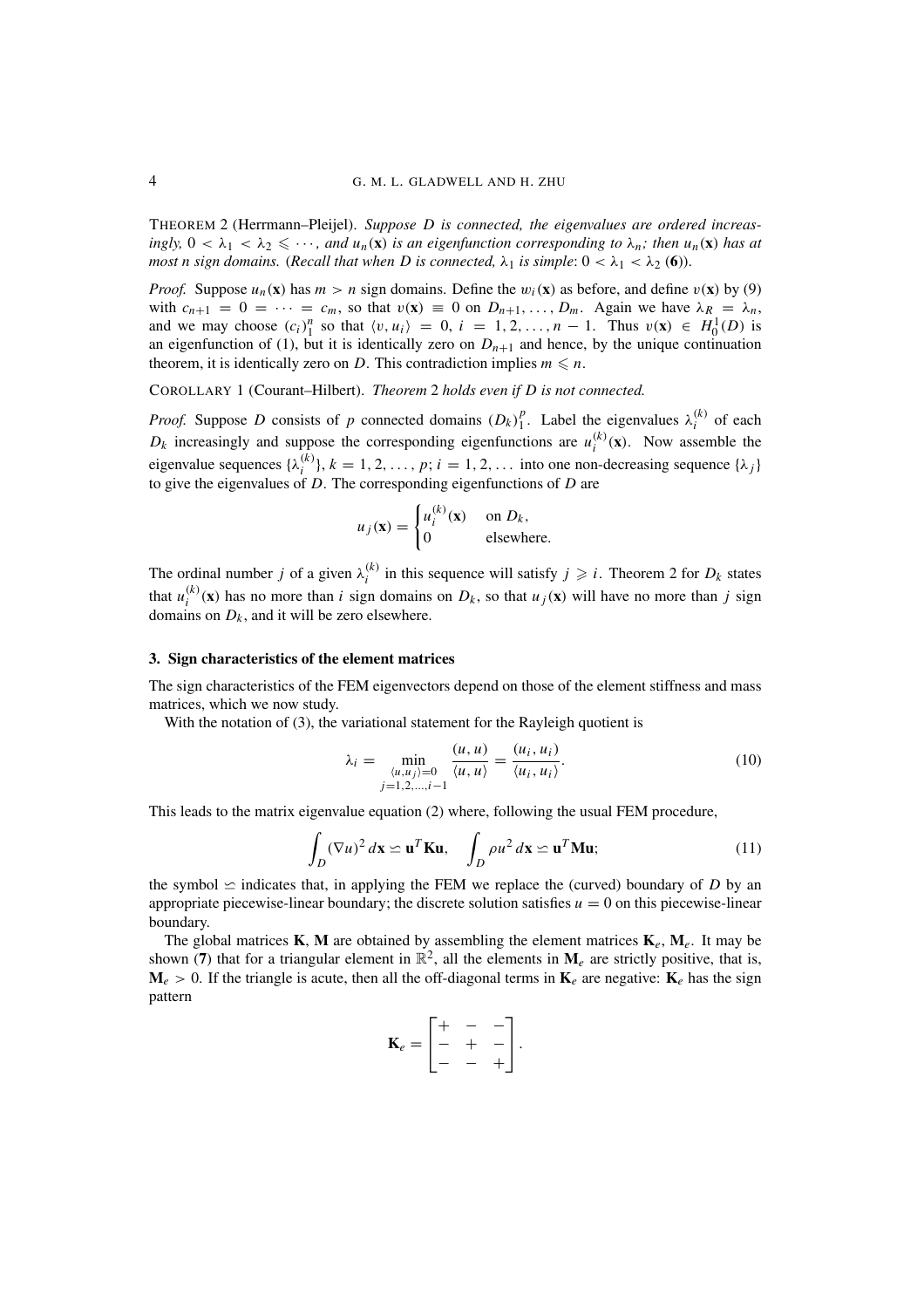THEOREM 2 (Herrmann–Pleijel). *Suppose $D$ is connected, the eigenvalues are ordered increasingly, $0 < \lambda_1 < \lambda_2 \leqslant \cdots$, and $u_n(\mathbf{x})$ is an eigenfunction corresponding to $\lambda_n$; then $u_n(\mathbf{x})$ has at most $n$ sign domains.* (*Recall that when $D$ is connected, $\lambda_1$ is simple*: $0 < \lambda_1 < \lambda_2$ (**6**)).

*Proof.* Suppose $u_n(\mathbf{x})$ has $m > n$ sign domains. Define the $w_i(\mathbf{x})$ as before, and define $v(\mathbf{x})$ by (9) with $c_{n+1} = 0 = \cdots = c_m$, so that $v(\mathbf{x}) \equiv 0$ on $D_{n+1}, \ldots, D_m$. Again we have $\lambda_R = \lambda_n$, and we may choose $(c_i)_1^n$ so that $\langle v, u_i \rangle = 0$, $i = 1, 2, \ldots, n-1$. Thus $v(\mathbf{x}) \in H_0^1(D)$ is an eigenfunction of (1), but it is identically zero on $D_{n+1}$ and hence, by the unique continuation theorem, it is identically zero on $D$. This contradiction implies $m \leqslant n$.

COROLLARY 1 (Courant–Hilbert). *Theorem* 2 *holds even if $D$ is not connected.*

*Proof.* Suppose $D$ consists of $p$ connected domains $(D_k)_1^p$. Label the eigenvalues $\lambda_i^{(k)}$ of each $D_k$ increasingly and suppose the corresponding eigenfunctions are $u_i^{(k)}(\mathbf{x})$. Now assemble the eigenvalue sequences $\{\lambda_i^{(k)}\}$, $k = 1, 2, \ldots, p$; $i = 1, 2, \ldots$ into one non-decreasing sequence $\{\lambda_j\}$ to give the eigenvalues of $D$. The corresponding eigenfunctions of $D$ are

$$u_j(\mathbf{x}) = \begin{cases} u_i^{(k)}(\mathbf{x}) & \text{on } D_k, \\ 0 & \text{elsewhere.} \end{cases}$$

The ordinal number $j$ of a given $\lambda_i^{(k)}$ in this sequence will satisfy $j \geqslant i$. Theorem 2 for $D_k$ states that $u_i^{(k)}(\mathbf{x})$ has no more than $i$ sign domains on $D_k$, so that $u_j(\mathbf{x})$ will have no more than $j$ sign domains on $D_k$, and it will be zero elsewhere.

### 3. Sign characteristics of the element matrices

The sign characteristics of the FEM eigenvectors depend on those of the element stiffness and mass matrices, which we now study.

With the notation of (3), the variational statement for the Rayleigh quotient is

$$\lambda_i = \min_{\substack{\langle u, u_j \rangle = 0 \\ j=1,2,\ldots,i-1}} \frac{(u, u)}{\langle u, u \rangle} = \frac{(u_i, u_i)}{\langle u_i, u_i \rangle}. \tag{10}$$

This leads to the matrix eigenvalue equation (2) where, following the usual FEM procedure,

$$\int_D (\nabla u)^2 \, d\mathbf{x} \backsimeq \mathbf{u}^T \mathbf{K} \mathbf{u}, \quad \int_D \rho u^2 \, d\mathbf{x} \backsimeq \mathbf{u}^T \mathbf{M} \mathbf{u}; \tag{11}$$

the symbol $\backsimeq$ indicates that, in applying the FEM we replace the (curved) boundary of $D$ by an appropriate piecewise-linear boundary; the discrete solution satisfies $u = 0$ on this piecewise-linear boundary.

The global matrices $\mathbf{K}$, $\mathbf{M}$ are obtained by assembling the element matrices $\mathbf{K}_e$, $\mathbf{M}_e$. It may be shown (**7**) that for a triangular element in $\mathbb{R}^2$, all the elements in $\mathbf{M}_e$ are strictly positive, that is, $\mathbf{M}_e > 0$. If the triangle is acute, then all the off-diagonal terms in $\mathbf{K}_e$ are negative: $\mathbf{K}_e$ has the sign pattern

$$\mathbf{K}_e = \begin{bmatrix} + & - & - \\ - & + & - \\ - & - & + \end{bmatrix}.$$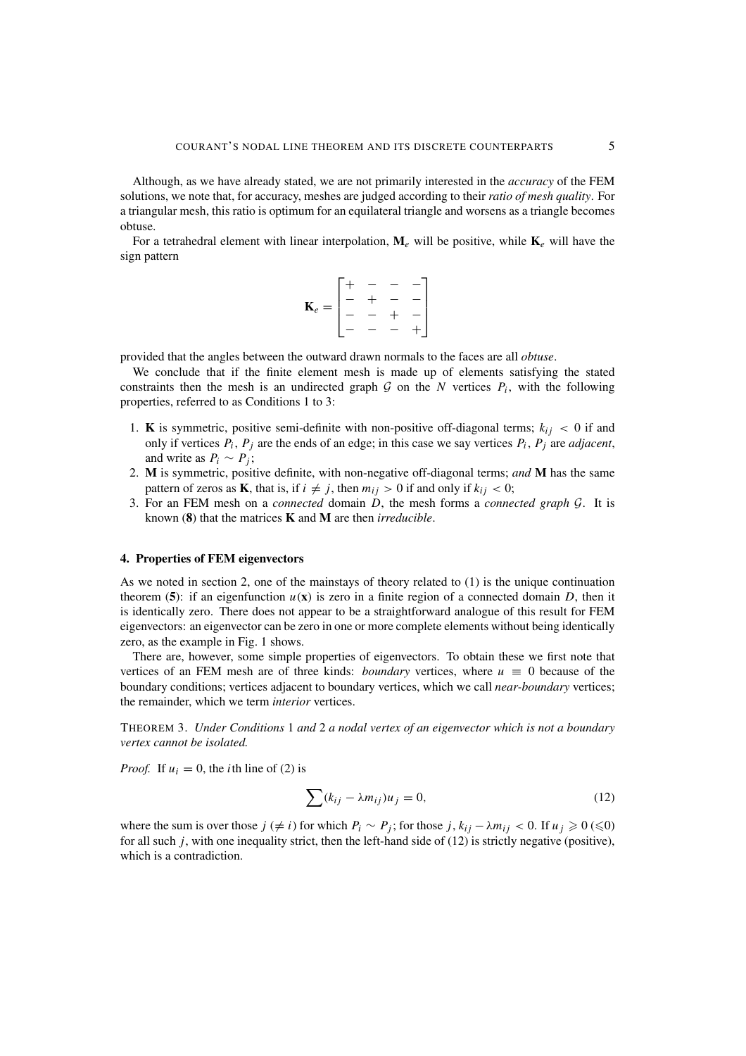Although, as we have already stated, we are not primarily interested in the *accuracy* of the FEM solutions, we note that, for accuracy, meshes are judged according to their *ratio of mesh quality*. For a triangular mesh, this ratio is optimum for an equilateral triangle and worsens as a triangle becomes obtuse.

For a tetrahedral element with linear interpolation, $\mathbf{M}_e$ will be positive, while $\mathbf{K}_e$ will have the sign pattern

$$\mathbf{K}_e = \begin{bmatrix} + & - & - & - \\ - & + & - & - \\ - & - & + & - \\ - & - & - & + \end{bmatrix}$$

provided that the angles between the outward drawn normals to the faces are all *obtuse*.

We conclude that if the finite element mesh is made up of elements satisfying the stated constraints then the mesh is an undirected graph $\mathcal{G}$ on the $N$ vertices $P_i$, with the following properties, referred to as Conditions 1 to 3:

1. $\mathbf{K}$ is symmetric, positive semi-definite with non-positive off-diagonal terms; $k_{ij} < 0$ if and only if vertices $P_i$, $P_j$ are the ends of an edge; in this case we say vertices $P_i$, $P_j$ are *adjacent*, and write as $P_i \sim P_j$;
2. $\mathbf{M}$ is symmetric, positive definite, with non-negative off-diagonal terms; *and* $\mathbf{M}$ has the same pattern of zeros as $\mathbf{K}$, that is, if $i \neq j$, then $m_{ij} > 0$ if and only if $k_{ij} < 0$;
3. For an FEM mesh on a *connected* domain $D$, the mesh forms a *connected graph* $\mathcal{G}$. It is known (**8**) that the matrices $\mathbf{K}$ and $\mathbf{M}$ are then *irreducible*.

## 4. Properties of FEM eigenvectors

As we noted in section 2, one of the mainstays of theory related to (1) is the unique continuation theorem (**5**): if an eigenfunction $u(\mathbf{x})$ is zero in a finite region of a connected domain $D$, then it is identically zero. There does not appear to be a straightforward analogue of this result for FEM eigenvectors: an eigenvector can be zero in one or more complete elements without being identically zero, as the example in Fig. 1 shows.

There are, however, some simple properties of eigenvectors. To obtain these we first note that vertices of an FEM mesh are of three kinds: *boundary* vertices, where $u \equiv 0$ because of the boundary conditions; vertices adjacent to boundary vertices, which we call *near-boundary* vertices; the remainder, which we term *interior* vertices.

THEOREM 3. *Under Conditions* 1 *and* 2 *a nodal vertex of an eigenvector which is not a boundary vertex cannot be isolated.*

*Proof.* If $u_i = 0$, the $i$th line of (2) is

$$\sum (k_{ij} - \lambda m_{ij}) u_j = 0, \tag{12}$$

where the sum is over those $j$ ($\neq i$) for which $P_i \sim P_j$; for those $j$, $k_{ij} - \lambda m_{ij} < 0$. If $u_j \geqslant 0$ ($\leqslant 0$) for all such $j$, with one inequality strict, then the left-hand side of (12) is strictly negative (positive), which is a contradiction.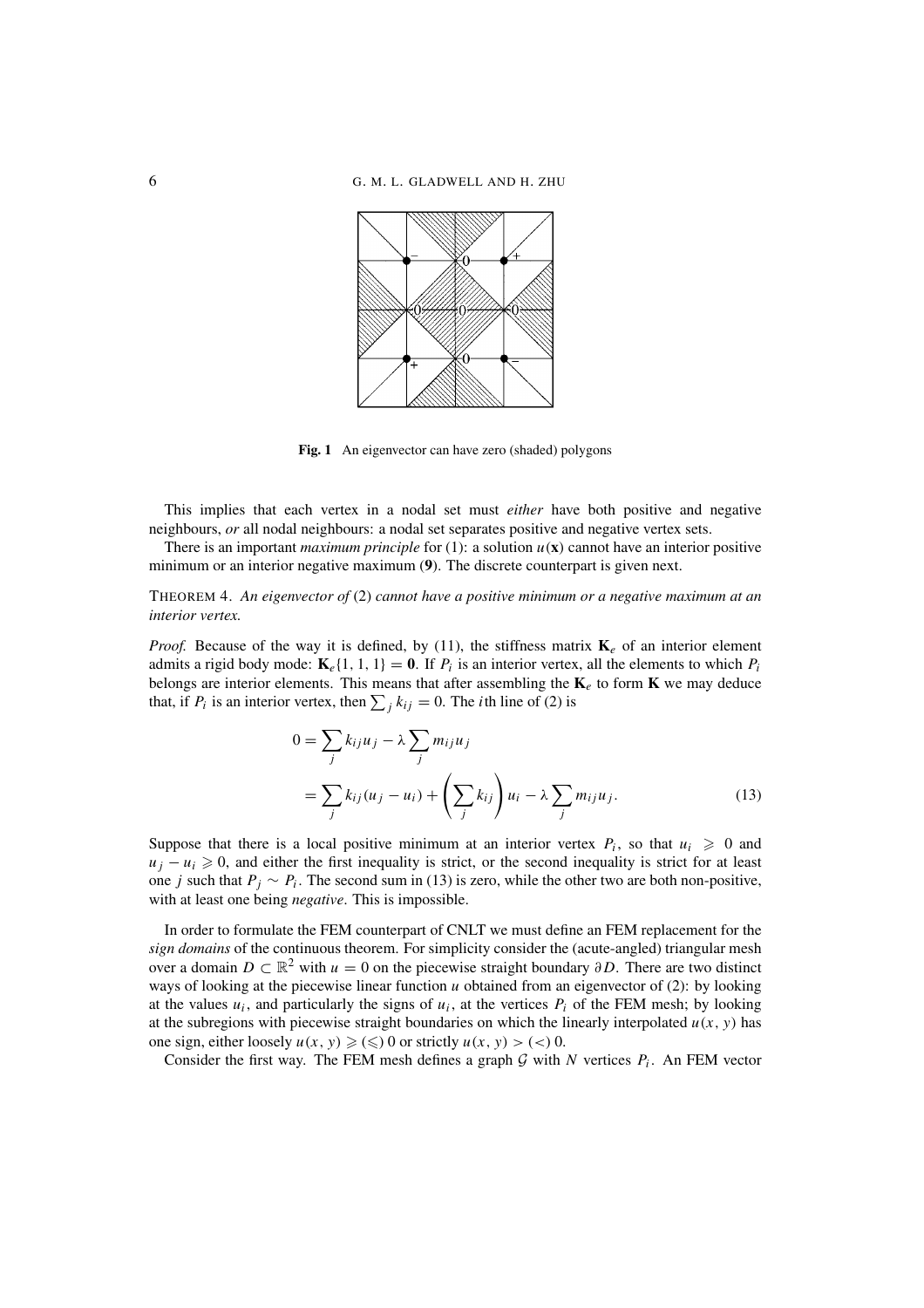**Fig. 1** An eigenvector can have zero (shaded) polygons

This implies that each vertex in a nodal set must *either* have both positive and negative neighbours, *or* all nodal neighbours: a nodal set separates positive and negative vertex sets.

There is an important *maximum principle* for (1): a solution $u(\mathbf{x})$ cannot have an interior positive minimum or an interior negative maximum (**9**). The discrete counterpart is given next.

THEOREM 4. *An eigenvector of* (2) *cannot have a positive minimum or a negative maximum at an interior vertex.*

*Proof.* Because of the way it is defined, by (11), the stiffness matrix $\mathbf{K}_e$ of an interior element admits a rigid body mode: $\mathbf{K}_e\{1, 1, 1\} = \mathbf{0}$. If $P_i$ is an interior vertex, all the elements to which $P_i$ belongs are interior elements. This means that after assembling the $\mathbf{K}_e$ to form $\mathbf{K}$ we may deduce that, if $P_i$ is an interior vertex, then $\sum_j k_{ij} = 0$. The $i$th line of (2) is

$$
\begin{aligned}
0 &= \sum_j k_{ij} u_j - \lambda \sum_j m_{ij} u_j \\
&= \sum_j k_{ij}(u_j - u_i) + \left(\sum_j k_{ij}\right) u_i - \lambda \sum_j m_{ij} u_j. \qquad (13)
\end{aligned}
$$

Suppose that there is a local positive minimum at an interior vertex $P_i$, so that $u_i \geqslant 0$ and $u_j - u_i \geqslant 0$, and either the first inequality is strict, or the second inequality is strict for at least one $j$ such that $P_j \sim P_i$. The second sum in (13) is zero, while the other two are both non-positive, with at least one being *negative*. This is impossible.

In order to formulate the FEM counterpart of CNLT we must define an FEM replacement for the *sign domains* of the continuous theorem. For simplicity consider the (acute-angled) triangular mesh over a domain $D \subset \mathbb{R}^2$ with $u = 0$ on the piecewise straight boundary $\partial D$. There are two distinct ways of looking at the piecewise linear function $u$ obtained from an eigenvector of (2): by looking at the values $u_i$, and particularly the signs of $u_i$, at the vertices $P_i$ of the FEM mesh; by looking at the subregions with piecewise straight boundaries on which the linearly interpolated $u(x, y)$ has one sign, either loosely $u(x, y) \geqslant (\leqslant)\, 0$ or strictly $u(x, y) > (<)\, 0$.

Consider the first way. The FEM mesh defines a graph $\mathcal{G}$ with $N$ vertices $P_i$. An FEM vector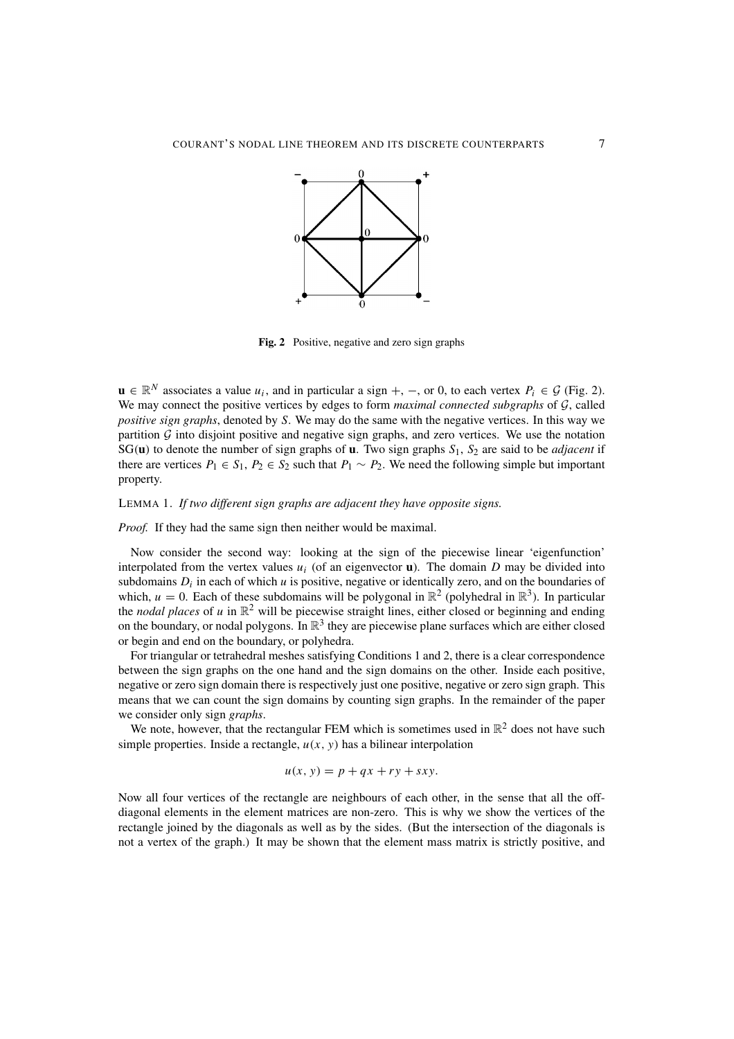**Fig. 2** Positive, negative and zero sign graphs

$\mathbf{u} \in \mathbb{R}^N$ associates a value $u_i$, and in particular a sign $+$, $-$, or 0, to each vertex $P_i \in \mathcal{G}$ (Fig. 2). We may connect the positive vertices by edges to form *maximal connected subgraphs* of $\mathcal{G}$, called *positive sign graphs*, denoted by $S$. We may do the same with the negative vertices. In this way we partition $\mathcal{G}$ into disjoint positive and negative sign graphs, and zero vertices. We use the notation $\mathrm{SG}(\mathbf{u})$ to denote the number of sign graphs of $\mathbf{u}$. Two sign graphs $S_1$, $S_2$ are said to be *adjacent* if there are vertices $P_1 \in S_1$, $P_2 \in S_2$ such that $P_1 \sim P_2$. We need the following simple but important property.

LEMMA 1. *If two different sign graphs are adjacent they have opposite signs.*

*Proof.* If they had the same sign then neither would be maximal.

Now consider the second way: looking at the sign of the piecewise linear 'eigenfunction' interpolated from the vertex values $u_i$ (of an eigenvector $\mathbf{u}$). The domain $D$ may be divided into subdomains $D_i$ in each of which $u$ is positive, negative or identically zero, and on the boundaries of which, $u = 0$. Each of these subdomains will be polygonal in $\mathbb{R}^2$ (polyhedral in $\mathbb{R}^3$). In particular the *nodal places* of $u$ in $\mathbb{R}^2$ will be piecewise straight lines, either closed or beginning and ending on the boundary, or nodal polygons. In $\mathbb{R}^3$ they are piecewise plane surfaces which are either closed or begin and end on the boundary, or polyhedra.

For triangular or tetrahedral meshes satisfying Conditions 1 and 2, there is a clear correspondence between the sign graphs on the one hand and the sign domains on the other. Inside each positive, negative or zero sign domain there is respectively just one positive, negative or zero sign graph. This means that we can count the sign domains by counting sign graphs. In the remainder of the paper we consider only sign *graphs*.

We note, however, that the rectangular FEM which is sometimes used in $\mathbb{R}^2$ does not have such simple properties. Inside a rectangle, $u(x, y)$ has a bilinear interpolation

$$u(x, y) = p + qx + ry + sxy.$$

Now all four vertices of the rectangle are neighbours of each other, in the sense that all the off-diagonal elements in the element matrices are non-zero. This is why we show the vertices of the rectangle joined by the diagonals as well as by the sides. (But the intersection of the diagonals is not a vertex of the graph.) It may be shown that the element mass matrix is strictly positive, and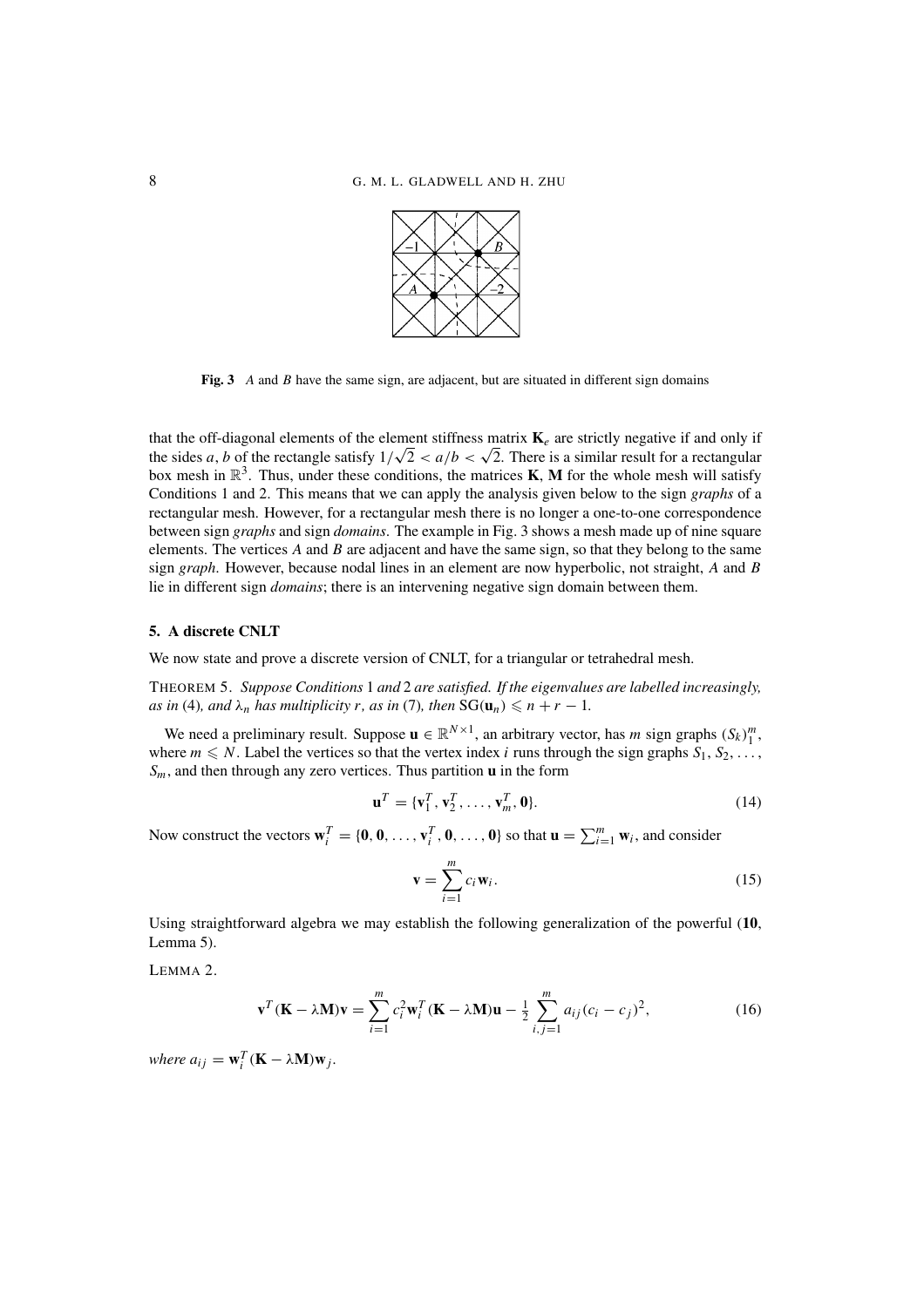**Fig. 3** *A* and *B* have the same sign, are adjacent, but are situated in different sign domains

that the off-diagonal elements of the element stiffness matrix $\mathbf{K}_e$ are strictly negative if and only if the sides $a$, $b$ of the rectangle satisfy $1/\sqrt{2} < a/b < \sqrt{2}$. There is a similar result for a rectangular box mesh in $\mathbb{R}^3$. Thus, under these conditions, the matrices $\mathbf{K}$, $\mathbf{M}$ for the whole mesh will satisfy Conditions 1 and 2. This means that we can apply the analysis given below to the sign *graphs* of a rectangular mesh. However, for a rectangular mesh there is no longer a one-to-one correspondence between sign *graphs* and sign *domains*. The example in Fig. 3 shows a mesh made up of nine square elements. The vertices $A$ and $B$ are adjacent and have the same sign, so that they belong to the same sign *graph*. However, because nodal lines in an element are now hyperbolic, not straight, $A$ and $B$ lie in different sign *domains*; there is an intervening negative sign domain between them.

### 5. A discrete CNLT

We now state and prove a discrete version of CNLT, for a triangular or tetrahedral mesh.

THEOREM 5. *Suppose Conditions* 1 *and* 2 *are satisfied. If the eigenvalues are labelled increasingly, as in* (4)*, and $\lambda_n$ has multiplicity $r$, as in* (7)*, then* $\mathrm{SG}(\mathbf{u}_n) \leqslant n + r - 1$.

We need a preliminary result. Suppose $\mathbf{u} \in \mathbb{R}^{N\times 1}$, an arbitrary vector, has $m$ sign graphs $(S_k)_1^m$, where $m \leqslant N$. Label the vertices so that the vertex index $i$ runs through the sign graphs $S_1, S_2, \ldots, S_m$, and then through any zero vertices. Thus partition $\mathbf{u}$ in the form

$$\mathbf{u}^T = \{\mathbf{v}_1^T, \mathbf{v}_2^T, \ldots, \mathbf{v}_m^T, \mathbf{0}\}. \tag{14}$$

Now construct the vectors $\mathbf{w}_i^T = \{\mathbf{0}, \mathbf{0}, \ldots, \mathbf{v}_i^T, \mathbf{0}, \ldots, \mathbf{0}\}$ so that $\mathbf{u} = \sum_{i=1}^m \mathbf{w}_i$, and consider

$$\mathbf{v} = \sum_{i=1}^{m} c_i \mathbf{w}_i. \tag{15}$$

Using straightforward algebra we may establish the following generalization of the powerful (**10**, Lemma 5).

LEMMA 2.

$$\mathbf{v}^T(\mathbf{K} - \lambda\mathbf{M})\mathbf{v} = \sum_{i=1}^{m} c_i^2 \mathbf{w}_i^T(\mathbf{K} - \lambda\mathbf{M})\mathbf{u} - \tfrac{1}{2}\sum_{i,j=1}^{m} a_{ij}(c_i - c_j)^2, \tag{16}$$

*where* $a_{ij} = \mathbf{w}_i^T(\mathbf{K} - \lambda\mathbf{M})\mathbf{w}_j$.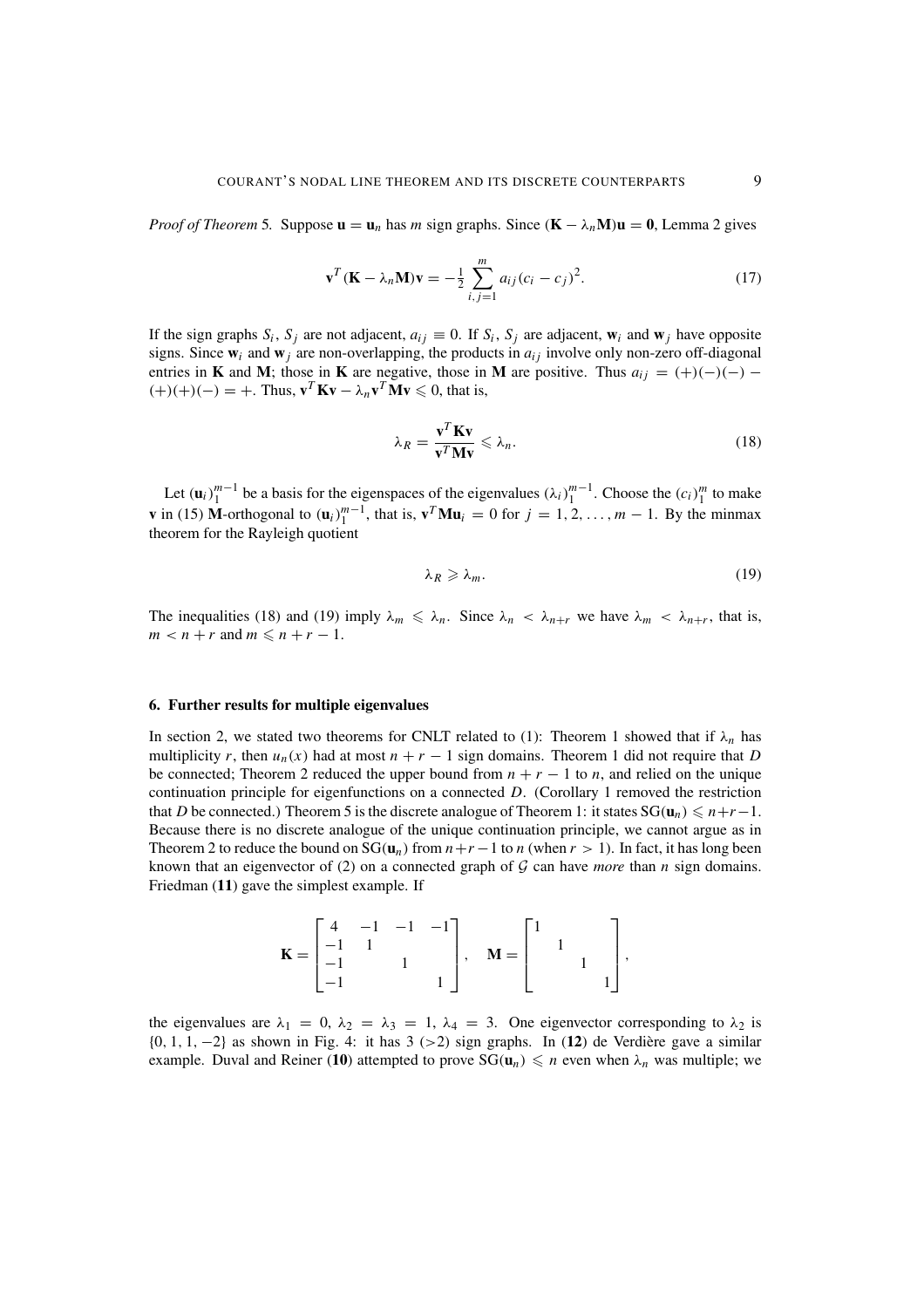*Proof of Theorem* 5. Suppose $\mathbf{u} = \mathbf{u}_n$ has $m$ sign graphs. Since $(\mathbf{K} - \lambda_n \mathbf{M})\mathbf{u} = \mathbf{0}$, Lemma 2 gives

$$\mathbf{v}^T(\mathbf{K} - \lambda_n \mathbf{M})\mathbf{v} = -\tfrac{1}{2} \sum_{i,j=1}^{m} a_{ij}(c_i - c_j)^2. \tag{17}$$

If the sign graphs $S_i$, $S_j$ are not adjacent, $a_{ij} \equiv 0$. If $S_i$, $S_j$ are adjacent, $\mathbf{w}_i$ and $\mathbf{w}_j$ have opposite signs. Since $\mathbf{w}_i$ and $\mathbf{w}_j$ are non-overlapping, the products in $a_{ij}$ involve only non-zero off-diagonal entries in $\mathbf{K}$ and $\mathbf{M}$; those in $\mathbf{K}$ are negative, those in $\mathbf{M}$ are positive. Thus $a_{ij} = (+)(-)(-) - (+)(+)(-) = +$. Thus, $\mathbf{v}^T\mathbf{K}\mathbf{v} - \lambda_n \mathbf{v}^T\mathbf{M}\mathbf{v} \leqslant 0$, that is,

$$\lambda_R = \frac{\mathbf{v}^T\mathbf{K}\mathbf{v}}{\mathbf{v}^T\mathbf{M}\mathbf{v}} \leqslant \lambda_n. \tag{18}$$

Let $(\mathbf{u}_i)_1^{m-1}$ be a basis for the eigenspaces of the eigenvalues $(\lambda_i)_1^{m-1}$. Choose the $(c_i)_1^m$ to make $\mathbf{v}$ in (15) $\mathbf{M}$-orthogonal to $(\mathbf{u}_i)_1^{m-1}$, that is, $\mathbf{v}^T\mathbf{M}\mathbf{u}_i = 0$ for $j = 1, 2, \ldots, m-1$. By the minmax theorem for the Rayleigh quotient

$$\lambda_R \geqslant \lambda_m. \tag{19}$$

The inequalities (18) and (19) imply $\lambda_m \leqslant \lambda_n$. Since $\lambda_n < \lambda_{n+r}$ we have $\lambda_m < \lambda_{n+r}$, that is, $m < n + r$ and $m \leqslant n + r - 1$.

### 6. Further results for multiple eigenvalues

In section 2, we stated two theorems for CNLT related to (1): Theorem 1 showed that if $\lambda_n$ has multiplicity $r$, then $u_n(x)$ had at most $n + r - 1$ sign domains. Theorem 1 did not require that $D$ be connected; Theorem 2 reduced the upper bound from $n + r - 1$ to $n$, and relied on the unique continuation principle for eigenfunctions on a connected $D$. (Corollary 1 removed the restriction that $D$ be connected.) Theorem 5 is the discrete analogue of Theorem 1: it states $\mathrm{SG}(\mathbf{u}_n) \leqslant n+r-1$. Because there is no discrete analogue of the unique continuation principle, we cannot argue as in Theorem 2 to reduce the bound on $\mathrm{SG}(\mathbf{u}_n)$ from $n+r-1$ to $n$ (when $r > 1$). In fact, it has long been known that an eigenvector of (2) on a connected graph of $\mathcal{G}$ can have *more* than $n$ sign domains. Friedman (**11**) gave the simplest example. If

$$\mathbf{K} = \begin{bmatrix} 4 & -1 & -1 & -1 \\ -1 & 1 & & \\ -1 & & 1 & \\ -1 & & & 1 \end{bmatrix}, \quad \mathbf{M} = \begin{bmatrix} 1 & & & \\ & 1 & & \\ & & 1 & \\ & & & 1 \end{bmatrix},$$

the eigenvalues are $\lambda_1 = 0$, $\lambda_2 = \lambda_3 = 1$, $\lambda_4 = 3$. One eigenvector corresponding to $\lambda_2$ is $\{0, 1, 1, -2\}$ as shown in Fig. 4: it has 3 ($>2$) sign graphs. In (**12**) de Verdière gave a similar example. Duval and Reiner (**10**) attempted to prove $\mathrm{SG}(\mathbf{u}_n) \leqslant n$ even when $\lambda_n$ was multiple; we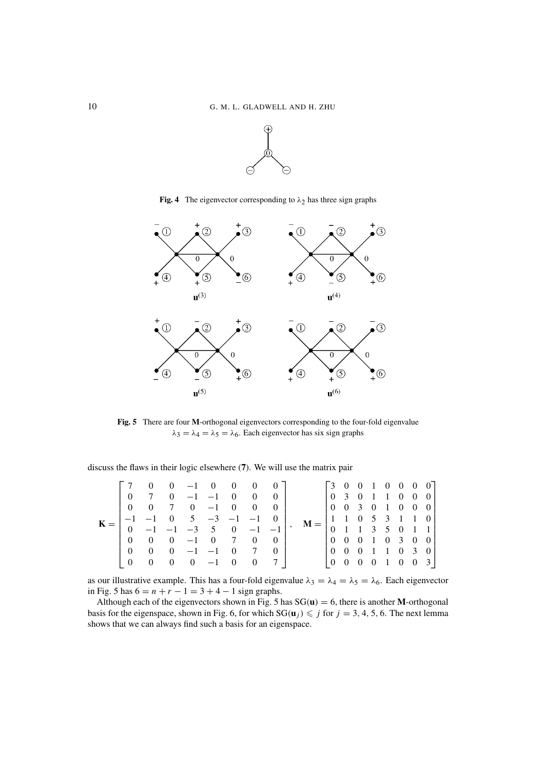**Fig. 4** The eigenvector corresponding to $\lambda_2$ has three sign graphs

**Fig. 5** There are four **M**-orthogonal eigenvectors corresponding to the four-fold eigenvalue $\lambda_3 = \lambda_4 = \lambda_5 = \lambda_6$. Each eigenvector has six sign graphs

discuss the flaws in their logic elsewhere (**7**). We will use the matrix pair

$$
\mathbf{K} = \begin{bmatrix} 7 & 0 & 0 & -1 & 0 & 0 & 0 & 0 \\ 0 & 7 & 0 & -1 & -1 & 0 & 0 & 0 \\ 0 & 0 & 7 & 0 & -1 & 0 & 0 & 0 \\ -1 & -1 & 0 & 5 & -3 & -1 & -1 & 0 \\ 0 & -1 & -1 & -3 & 5 & 0 & -1 & -1 \\ 0 & 0 & 0 & -1 & 0 & 7 & 0 & 0 \\ 0 & 0 & 0 & -1 & -1 & 0 & 7 & 0 \\ 0 & 0 & 0 & 0 & -1 & 0 & 0 & 7 \end{bmatrix}, \quad \mathbf{M} = \begin{bmatrix} 3 & 0 & 0 & 1 & 0 & 0 & 0 & 0 \\ 0 & 3 & 0 & 1 & 1 & 0 & 0 & 0 \\ 0 & 0 & 3 & 0 & 1 & 0 & 0 & 0 \\ 1 & 1 & 0 & 5 & 3 & 1 & 1 & 0 \\ 0 & 1 & 1 & 3 & 5 & 0 & 1 & 1 \\ 0 & 0 & 0 & 1 & 0 & 3 & 0 & 0 \\ 0 & 0 & 0 & 1 & 1 & 0 & 3 & 0 \\ 0 & 0 & 0 & 0 & 1 & 0 & 0 & 3 \end{bmatrix}
$$

as our illustrative example. This has a four-fold eigenvalue $\lambda_3 = \lambda_4 = \lambda_5 = \lambda_6$. Each eigenvector in Fig. 5 has $6 = n + r - 1 = 3 + 4 - 1$ sign graphs.

Although each of the eigenvectors shown in Fig. 5 has $\mathrm{SG}(\mathbf{u}) = 6$, there is another **M**-orthogonal basis for the eigenspace, shown in Fig. 6, for which $\mathrm{SG}(\mathbf{u}_j) \leqslant j$ for $j = 3, 4, 5, 6$. The next lemma shows that we can always find such a basis for an eigenspace.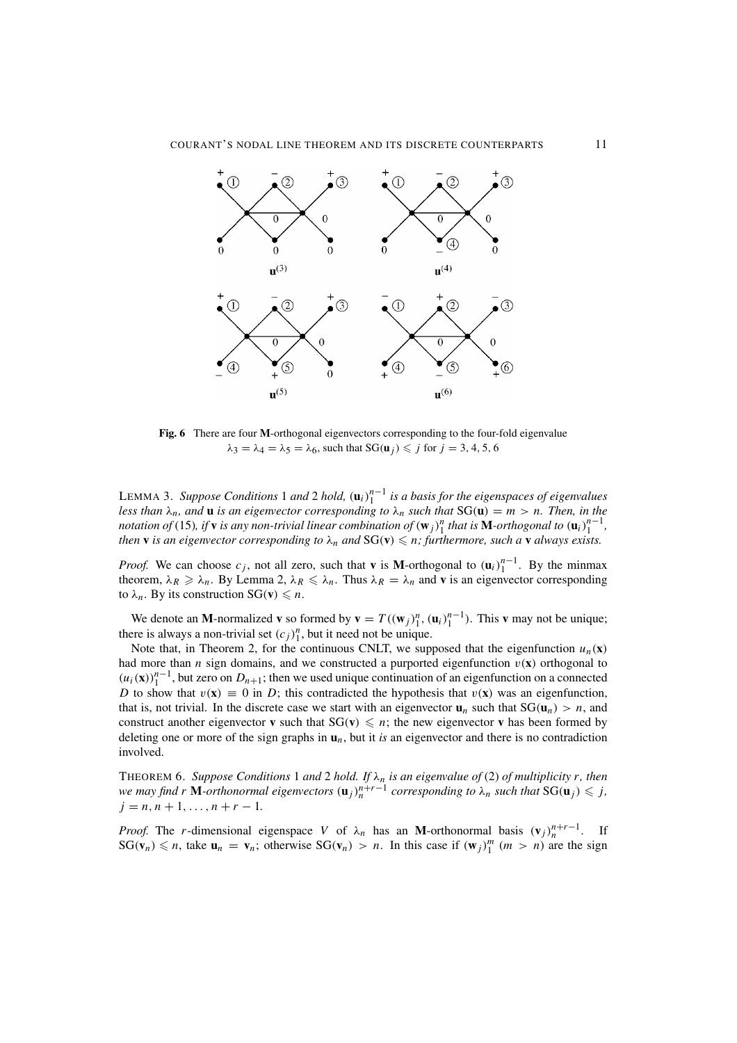**Fig. 6** There are four **M**-orthogonal eigenvectors corresponding to the four-fold eigenvalue $\lambda_3 = \lambda_4 = \lambda_5 = \lambda_6$, such that $\mathrm{SG}(\mathbf{u}_j) \leqslant j$ for $j = 3, 4, 5, 6$

LEMMA 3. *Suppose Conditions* 1 *and* 2 *hold,* $(\mathbf{u}_i)_1^{n-1}$ *is a basis for the eigenspaces of eigenvalues less than* $\lambda_n$*, and* $\mathbf{u}$ *is an eigenvector corresponding to* $\lambda_n$ *such that* $\mathrm{SG}(\mathbf{u}) = m > n$*. Then, in the notation of* (15)*, if* $\mathbf{v}$ *is any non-trivial linear combination of* $(\mathbf{w}_j)_1^n$ *that is* **M***-orthogonal to* $(\mathbf{u}_i)_1^{n-1}$*, then* $\mathbf{v}$ *is an eigenvector corresponding to* $\lambda_n$ *and* $\mathrm{SG}(\mathbf{v}) \leqslant n$*; furthermore, such a* $\mathbf{v}$ *always exists.*

*Proof.* We can choose $c_j$, not all zero, such that $\mathbf{v}$ is **M**-orthogonal to $(\mathbf{u}_i)_1^{n-1}$. By the minmax theorem, $\lambda_R \geqslant \lambda_n$. By Lemma 2, $\lambda_R \leqslant \lambda_n$. Thus $\lambda_R = \lambda_n$ and $\mathbf{v}$ is an eigenvector corresponding to $\lambda_n$. By its construction $\mathrm{SG}(\mathbf{v}) \leqslant n$.

We denote an **M**-normalized $\mathbf{v}$ so formed by $\mathbf{v} = T((\mathbf{w}_j)_1^n, (\mathbf{u}_i)_1^{n-1})$. This $\mathbf{v}$ may not be unique; there is always a non-trivial set $(c_j)_1^n$, but it need not be unique.

Note that, in Theorem 2, for the continuous CNLT, we supposed that the eigenfunction $u_n(\mathbf{x})$ had more than $n$ sign domains, and we constructed a purported eigenfunction $v(\mathbf{x})$ orthogonal to $(u_i(\mathbf{x}))_1^{n-1}$, but zero on $D_{n+1}$; then we used unique continuation of an eigenfunction on a connected $D$ to show that $v(\mathbf{x}) \equiv 0$ in $D$; this contradicted the hypothesis that $v(\mathbf{x})$ was an eigenfunction, that is, not trivial. In the discrete case we start with an eigenvector $\mathbf{u}_n$ such that $\mathrm{SG}(\mathbf{u}_n) > n$, and construct another eigenvector $\mathbf{v}$ such that $\mathrm{SG}(\mathbf{v}) \leqslant n$; the new eigenvector $\mathbf{v}$ has been formed by deleting one or more of the sign graphs in $\mathbf{u}_n$, but it *is* an eigenvector and there is no contradiction involved.

THEOREM 6. *Suppose Conditions* 1 *and* 2 *hold. If* $\lambda_n$ *is an eigenvalue of* (2) *of multiplicity* $r$*, then we may find* $r$ **M***-orthonormal eigenvectors* $(\mathbf{u}_j)_n^{n+r-1}$ *corresponding to* $\lambda_n$ *such that* $\mathrm{SG}(\mathbf{u}_j) \leqslant j$*,* $j = n, n+1, \ldots, n+r-1$*.*

*Proof.* The $r$-dimensional eigenspace $V$ of $\lambda_n$ has an **M**-orthonormal basis $(\mathbf{v}_j)_n^{n+r-1}$. If $\mathrm{SG}(\mathbf{v}_n) \leqslant n$, take $\mathbf{u}_n = \mathbf{v}_n$; otherwise $\mathrm{SG}(\mathbf{v}_n) > n$. In this case if $(\mathbf{w}_j)_1^m$ $(m > n)$ are the sign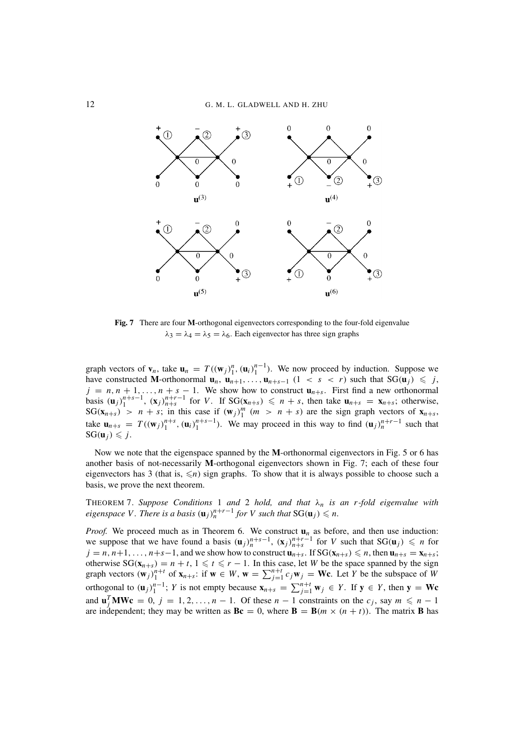**Fig. 7** There are four **M**-orthogonal eigenvectors corresponding to the four-fold eigenvalue $\lambda_3 = \lambda_4 = \lambda_5 = \lambda_6$. Each eigenvector has three sign graphs

graph vectors of $\mathbf{v}_n$, take $\mathbf{u}_n = T((\mathbf{w}_j)_1^n, (\mathbf{u}_i)_1^{n-1})$. We now proceed by induction. Suppose we have constructed **M**-orthonormal $\mathbf{u}_n, \mathbf{u}_{n+1}, \ldots, \mathbf{u}_{n+s-1}$ $(1 < s < r)$ such that $\mathrm{SG}(\mathbf{u}_j) \leqslant j$, $j = n, n+1, \ldots, n+s-1$. We show how to construct $\mathbf{u}_{n+s}$. First find a new orthonormal basis $(\mathbf{u}_j)_1^{n+s-1}$, $(\mathbf{x}_j)_{n+s}^{n+r-1}$ for $V$. If $\mathrm{SG}(\mathbf{x}_{n+s}) \leqslant n+s$, then take $\mathbf{u}_{n+s} = \mathbf{x}_{n+s}$; otherwise, $\mathrm{SG}(\mathbf{x}_{n+s}) > n+s$; in this case if $(\mathbf{w}_j)_1^m$ $(m > n+s)$ are the sign graph vectors of $\mathbf{x}_{n+s}$, take $\mathbf{u}_{n+s} = T((\mathbf{w}_j)_1^{n+s}, (\mathbf{u}_i)_1^{n+s-1})$. We may proceed in this way to find $(\mathbf{u}_j)_n^{n+r-1}$ such that $\mathrm{SG}(\mathbf{u}_j) \leqslant j$.

Now we note that the eigenspace spanned by the **M**-orthonormal eigenvectors in Fig. 5 or 6 has another basis of not-necessarily **M**-orthogonal eigenvectors shown in Fig. 7; each of these four eigenvectors has 3 (that is, $\leqslant n$) sign graphs. To show that it is always possible to choose such a basis, we prove the next theorem.

THEOREM 7. *Suppose Conditions* 1 *and* 2 *hold, and that* $\lambda_n$ *is an* $r$*-fold eigenvalue with eigenspace* $V$. *There is a basis* $(\mathbf{u}_j)_n^{n+r-1}$ *for* $V$ *such that* $\mathrm{SG}(\mathbf{u}_j) \leqslant n$.

*Proof.* We proceed much as in Theorem 6. We construct $\mathbf{u}_n$ as before, and then use induction: we suppose that we have found a basis $(\mathbf{u}_j)_n^{n+s-1}$, $(\mathbf{x}_j)_{n+s}^{n+r-1}$ for $V$ such that $\mathrm{SG}(\mathbf{u}_j) \leqslant n$ for $j = n, n+1, \ldots, n+s-1$, and we show how to construct $\mathbf{u}_{n+s}$. If $\mathrm{SG}(\mathbf{x}_{n+s}) \leqslant n$, then $\mathbf{u}_{n+s} = \mathbf{x}_{n+s}$; otherwise $\mathrm{SG}(\mathbf{x}_{n+s}) = n+t$, $1 \leqslant t \leqslant r-1$. In this case, let $W$ be the space spanned by the sign graph vectors $(\mathbf{w}_j)_1^{n+t}$ of $\mathbf{x}_{n+s}$: if $\mathbf{w} \in W$, $\mathbf{w} = \sum_{j=1}^{n+t} c_j \mathbf{w}_j = \mathbf{W}\mathbf{c}$. Let $Y$ be the subspace of $W$ orthogonal to $(\mathbf{u}_j)_1^{n-1}$; $Y$ is not empty because $\mathbf{x}_{n+s} = \sum_{j=1}^{n+t} \mathbf{w}_j \in Y$. If $\mathbf{y} \in Y$, then $\mathbf{y} = \mathbf{W}\mathbf{c}$ and $\mathbf{u}_j^T \mathbf{M}\mathbf{W}\mathbf{c} = 0$, $j = 1, 2, \ldots, n-1$. Of these $n-1$ constraints on the $c_j$, say $m \leqslant n-1$ are independent; they may be written as $\mathbf{B}\mathbf{c} = 0$, where $\mathbf{B} = \mathbf{B}(m \times (n+t))$. The matrix $\mathbf{B}$ has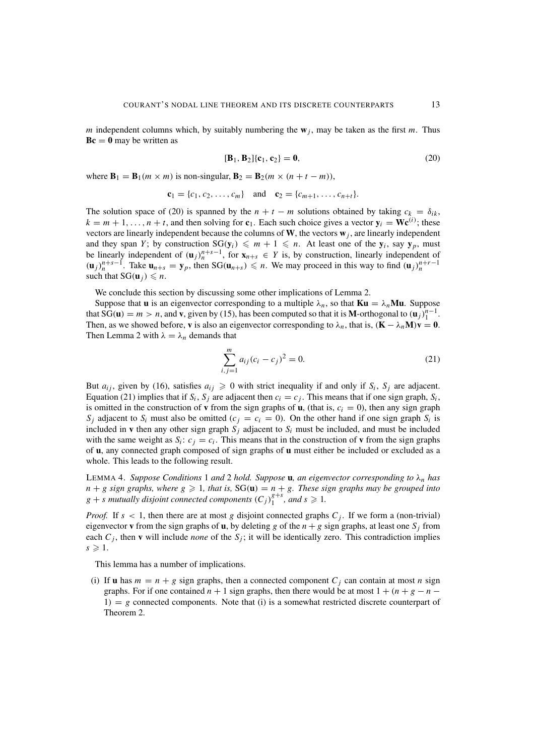$m$ independent columns which, by suitably numbering the $\mathbf{w}_j$, may be taken as the first $m$. Thus $\mathbf{Bc} = \mathbf{0}$ may be written as

$$[\mathbf{B}_1, \mathbf{B}_2]\{\mathbf{c}_1, \mathbf{c}_2\} = \mathbf{0}, \tag{20}$$

where $\mathbf{B}_1 = \mathbf{B}_1(m \times m)$ is non-singular, $\mathbf{B}_2 = \mathbf{B}_2(m \times (n + t - m))$,

$$\mathbf{c}_1 = \{c_1, c_2, \ldots, c_m\} \quad \text{and} \quad \mathbf{c}_2 = \{c_{m+1}, \ldots, c_{n+t}\}.$$

The solution space of (20) is spanned by the $n + t - m$ solutions obtained by taking $c_k = \delta_{ik}$, $k = m + 1, \ldots, n + t$, and then solving for $\mathbf{c}_1$. Each such choice gives a vector $\mathbf{y}_i = \mathbf{W}\mathbf{c}^{(i)}$; these vectors are linearly independent because the columns of $\mathbf{W}$, the vectors $\mathbf{w}_j$, are linearly independent and they span $Y$; by construction $\mathrm{SG}(\mathbf{y}_i) \leqslant m + 1 \leqslant n$. At least one of the $\mathbf{y}_i$, say $\mathbf{y}_p$, must be linearly independent of $(\mathbf{u}_j)_n^{n+s-1}$, for $\mathbf{x}_{n+s} \in Y$ is, by construction, linearly independent of $(\mathbf{u}_j)_n^{n+s-1}$. Take $\mathbf{u}_{n+s} = \mathbf{y}_p$, then $\mathrm{SG}(\mathbf{u}_{n+s}) \leqslant n$. We may proceed in this way to find $(\mathbf{u}_j)_n^{n+r-1}$ such that $\mathrm{SG}(\mathbf{u}_j) \leqslant n$.

We conclude this section by discussing some other implications of Lemma 2.

Suppose that $\mathbf{u}$ is an eigenvector corresponding to a multiple $\lambda_n$, so that $\mathbf{Ku} = \lambda_n \mathbf{Mu}$. Suppose that $\mathrm{SG}(\mathbf{u}) = m > n$, and $\mathbf{v}$, given by (15), has been computed so that it is $\mathbf{M}$-orthogonal to $(\mathbf{u}_j)_1^{n-1}$. Then, as we showed before, $\mathbf{v}$ is also an eigenvector corresponding to $\lambda_n$, that is, $(\mathbf{K} - \lambda_n \mathbf{M})\mathbf{v} = \mathbf{0}$. Then Lemma 2 with $\lambda = \lambda_n$ demands that

$$\sum_{i,j=1}^{m} a_{ij}(c_i - c_j)^2 = 0. \tag{21}$$

But $a_{ij}$, given by (16), satisfies $a_{ij} \geqslant 0$ with strict inequality if and only if $S_i$, $S_j$ are adjacent. Equation (21) implies that if $S_i$, $S_j$ are adjacent then $c_i = c_j$. This means that if one sign graph, $S_i$, is omitted in the construction of $\mathbf{v}$ from the sign graphs of $\mathbf{u}$, (that is, $c_i = 0$), then any sign graph $S_j$ adjacent to $S_i$ must also be omitted ($c_j = c_i = 0$). On the other hand if one sign graph $S_i$ is included in $\mathbf{v}$ then any other sign graph $S_j$ adjacent to $S_i$ must be included, and must be included with the same weight as $S_i$: $c_j = c_i$. This means that in the construction of $\mathbf{v}$ from the sign graphs of $\mathbf{u}$, any connected graph composed of sign graphs of $\mathbf{u}$ must either be included or excluded as a whole. This leads to the following result.

Lemma 4. *Suppose Conditions* 1 *and* 2 *hold. Suppose* $\mathbf{u}$*, an eigenvector corresponding to* $\lambda_n$ *has* $n + g$ *sign graphs, where* $g \geqslant 1$*, that is,* $\mathrm{SG}(\mathbf{u}) = n + g$*. These sign graphs may be grouped into* $g + s$ *mutually disjoint connected components* $(C_j)_1^{g+s}$*, and* $s \geqslant 1$.

*Proof.* If $s < 1$, then there are at most $g$ disjoint connected graphs $C_j$. If we form a (non-trivial) eigenvector $\mathbf{v}$ from the sign graphs of $\mathbf{u}$, by deleting $g$ of the $n + g$ sign graphs, at least one $S_j$ from each $C_j$, then $\mathbf{v}$ will include *none* of the $S_j$; it will be identically zero. This contradiction implies $s \geqslant 1$.

This lemma has a number of implications.

(i) If $\mathbf{u}$ has $m = n + g$ sign graphs, then a connected component $C_j$ can contain at most $n$ sign graphs. For if one contained $n + 1$ sign graphs, then there would be at most $1 + (n + g - n - 1) = g$ connected components. Note that (i) is a somewhat restricted discrete counterpart of Theorem 2.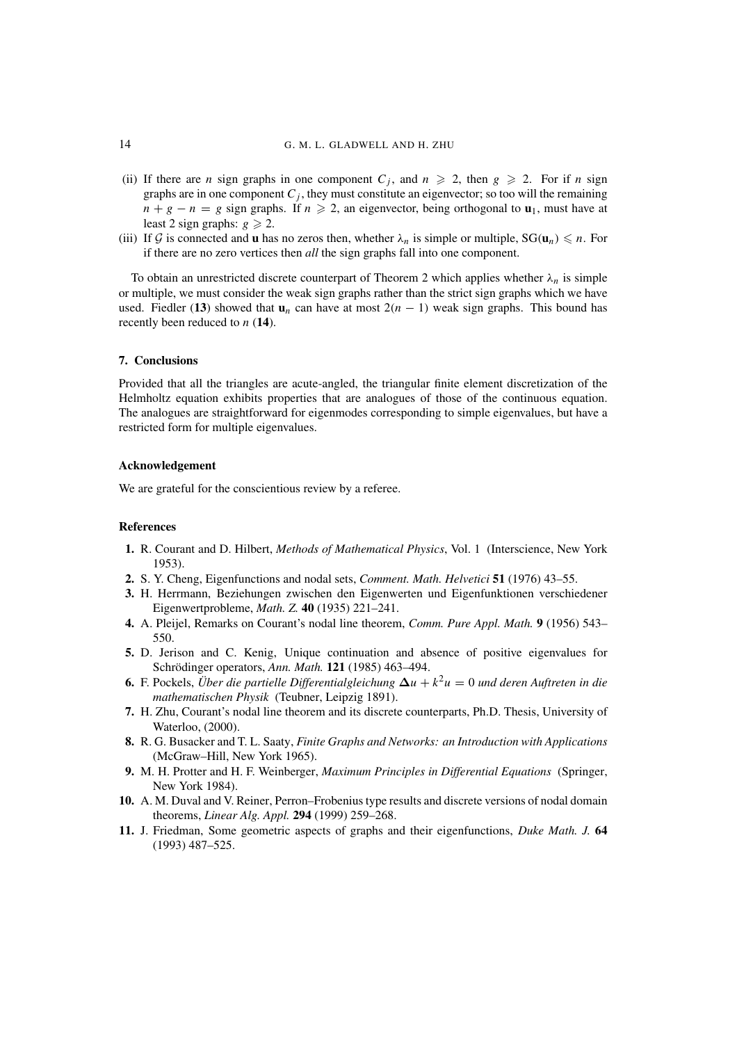(ii) If there are $n$ sign graphs in one component $C_j$, and $n \geqslant 2$, then $g \geqslant 2$. For if $n$ sign graphs are in one component $C_j$, they must constitute an eigenvector; so too will the remaining $n + g - n = g$ sign graphs. If $n \geqslant 2$, an eigenvector, being orthogonal to $\mathbf{u}_1$, must have at least 2 sign graphs: $g \geqslant 2$.

(iii) If $\mathcal{G}$ is connected and $\mathbf{u}$ has no zeros then, whether $\lambda_n$ is simple or multiple, $\mathrm{SG}(\mathbf{u}_n) \leqslant n$. For if there are no zero vertices then *all* the sign graphs fall into one component.

To obtain an unrestricted discrete counterpart of Theorem 2 which applies whether $\lambda_n$ is simple or multiple, we must consider the weak sign graphs rather than the strict sign graphs which we have used. Fiedler (**13**) showed that $\mathbf{u}_n$ can have at most $2(n-1)$ weak sign graphs. This bound has recently been reduced to $n$ (**14**).

## 7. Conclusions

Provided that all the triangles are acute-angled, the triangular finite element discretization of the Helmholtz equation exhibits properties that are analogues of those of the continuous equation. The analogues are straightforward for eigenmodes corresponding to simple eigenvalues, but have a restricted form for multiple eigenvalues.

### Acknowledgement

We are grateful for the conscientious review by a referee.

### References

**1.** R. Courant and D. Hilbert, *Methods of Mathematical Physics*, Vol. 1 (Interscience, New York 1953).

**2.** S. Y. Cheng, Eigenfunctions and nodal sets, *Comment. Math. Helvetici* **51** (1976) 43–55.

**3.** H. Herrmann, Beziehungen zwischen den Eigenwerten und Eigenfunktionen verschiedener Eigenwertprobleme, *Math. Z.* **40** (1935) 221–241.

**4.** A. Pleijel, Remarks on Courant's nodal line theorem, *Comm. Pure Appl. Math.* **9** (1956) 543–550.

**5.** D. Jerison and C. Kenig, Unique continuation and absence of positive eigenvalues for Schrödinger operators, *Ann. Math.* **121** (1985) 463–494.

**6.** F. Pockels, *Über die partielle Differentialgleichung* $\boldsymbol{\Delta}u + k^2u = 0$ *und deren Auftreten in die mathematischen Physik* (Teubner, Leipzig 1891).

**7.** H. Zhu, Courant's nodal line theorem and its discrete counterparts, Ph.D. Thesis, University of Waterloo, (2000).

**8.** R. G. Busacker and T. L. Saaty, *Finite Graphs and Networks: an Introduction with Applications* (McGraw–Hill, New York 1965).

**9.** M. H. Protter and H. F. Weinberger, *Maximum Principles in Differential Equations* (Springer, New York 1984).

**10.** A. M. Duval and V. Reiner, Perron–Frobenius type results and discrete versions of nodal domain theorems, *Linear Alg. Appl.* **294** (1999) 259–268.

**11.** J. Friedman, Some geometric aspects of graphs and their eigenfunctions, *Duke Math. J.* **64** (1993) 487–525.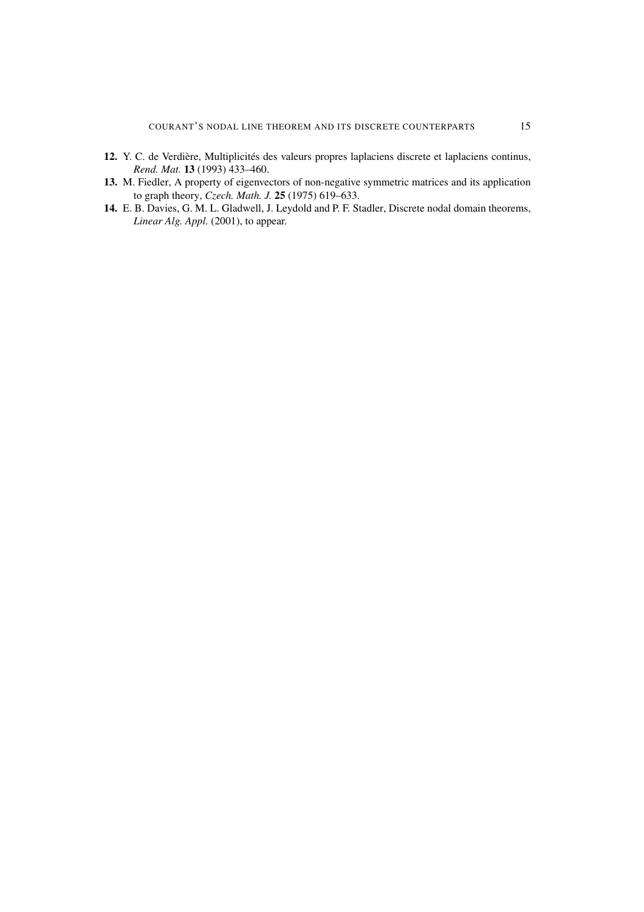**12.** Y. C. de Verdière, Multiplicités des valeurs propres laplaciens discrete et laplaciens continus, *Rend. Mat.* **13** (1993) 433–460.

**13.** M. Fiedler, A property of eigenvectors of non-negative symmetric matrices and its application to graph theory, *Czech. Math. J.* **25** (1975) 619–633.

**14.** E. B. Davies, G. M. L. Gladwell, J. Leydold and P. F. Stadler, Discrete nodal domain theorems, *Linear Alg. Appl.* (2001), to appear.